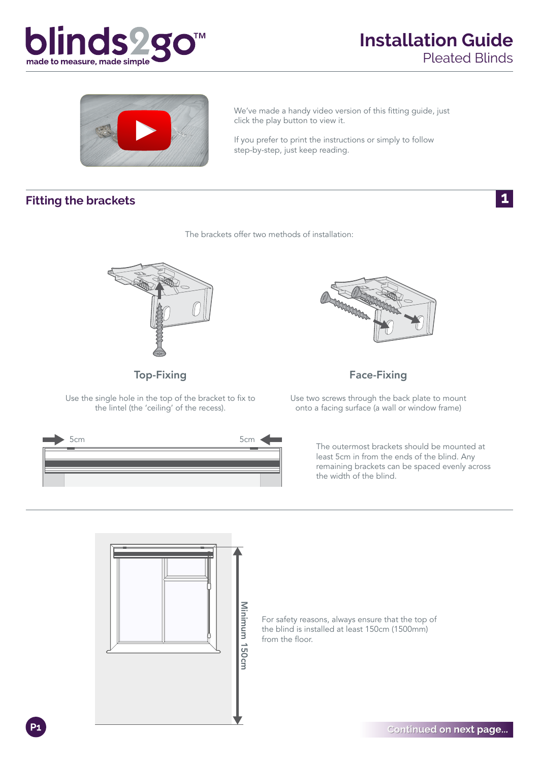blinds2go™
made to measure, made simple

# Installation Guide
Pleated Blinds

We've made a handy video version of this fitting guide, just click the play button to view it.

If you prefer to print the instructions or simply to follow step-by-step, just keep reading.

## Fitting the brackets

1

The brackets offer two methods of installation:

### Top-Fixing

Use the single hole in the top of the bracket to fix to the lintel (the 'ceiling' of the recess).

### Face-Fixing

Use two screws through the back plate to mount onto a facing surface (a wall or window frame)

5cm 5cm

The outermost brackets should be mounted at least 5cm in from the ends of the blind. Any remaining brackets can be spaced evenly across the width of the blind.

Minimum 150cm

For safety reasons, always ensure that the top of the blind is installed at least 150cm (1500mm) from the floor.

Continued on next page...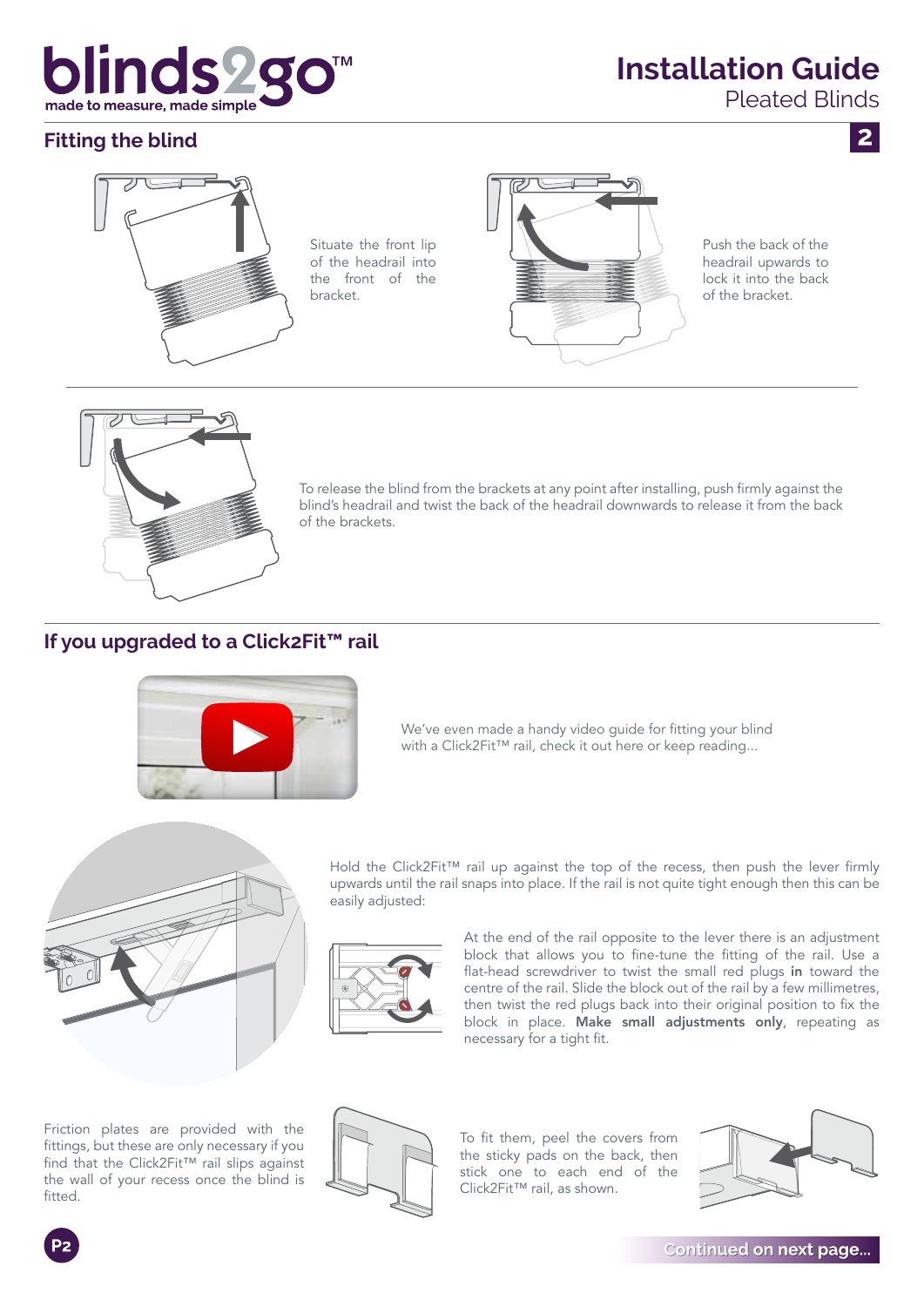# Installation Guide

Pleated Blinds

## Fitting the blind

Situate the front lip of the headrail into the front of the bracket.

Push the back of the headrail upwards to lock it into the back of the bracket.

To release the blind from the brackets at any point after installing, push firmly against the blind's headrail and twist the back of the headrail downwards to release it from the back of the brackets.

## If you upgraded to a Click2Fit™ rail

We've even made a handy video guide for fitting your blind with a Click2Fit™ rail, check it out here or keep reading...

Hold the Click2Fit™ rail up against the top of the recess, then push the lever firmly upwards until the rail snaps into place. If the rail is not quite tight enough then this can be easily adjusted:

At the end of the rail opposite to the lever there is an adjustment block that allows you to fine-tune the fitting of the rail. Use a flat-head screwdriver to twist the small red plugs **in** toward the centre of the rail. Slide the block out of the rail by a few millimetres, then twist the red plugs back into their original position to fix the block in place. **Make small adjustments only**, repeating as necessary for a tight fit.

Friction plates are provided with the fittings, but these are only necessary if you find that the Click2Fit™ rail slips against the wall of your recess once the blind is fitted.

To fit them, peel the covers from the sticky pads on the back, then stick one to each end of the Click2Fit™ rail, as shown.

Continued on next page...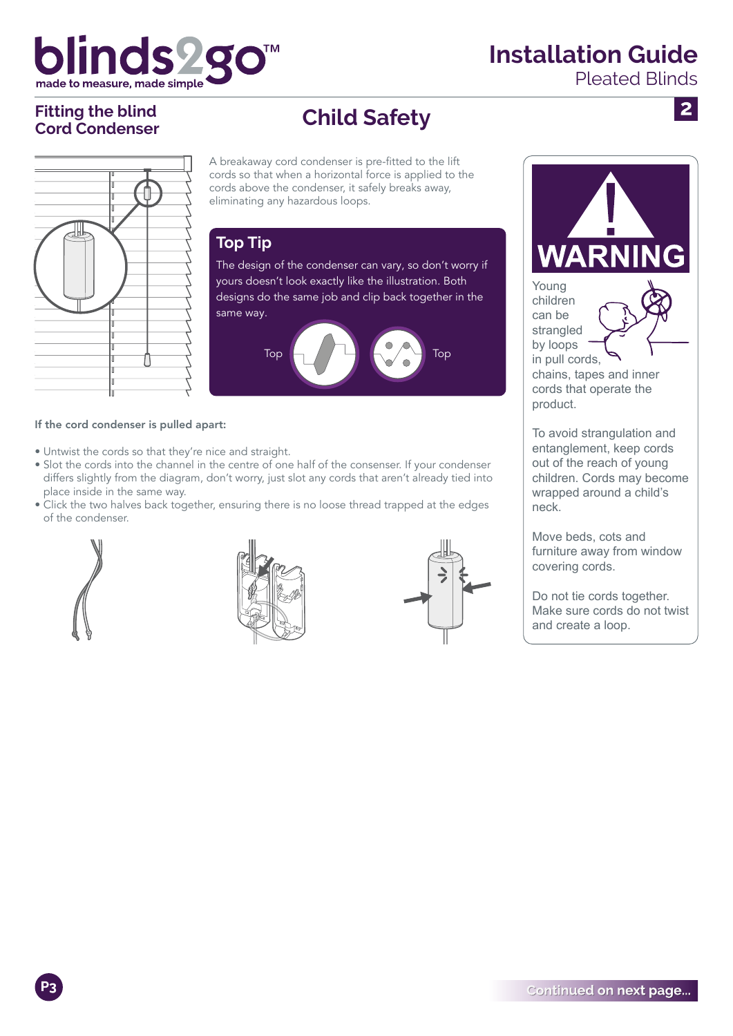# Installation Guide

Pleated Blinds

## Fitting the blind Cord Condenser

## Child Safety

A breakaway cord condenser is pre-fitted to the lift cords so that when a horizontal force is applied to the cords above the condenser, it safely breaks away, eliminating any hazardous loops.

### Top Tip

The design of the condenser can vary, so don't worry if yours doesn't look exactly like the illustration. Both designs do the same job and clip back together in the same way.

Top Top

**If the cord condenser is pulled apart:**

- Untwist the cords so that they're nice and straight.
- Slot the cords into the channel in the centre of one half of the consenser. If your condenser differs slightly from the diagram, don't worry, just slot any cords that aren't already tied into place inside in the same way.
- Click the two halves back together, ensuring there is no loose thread trapped at the edges of the condenser.

**WARNING**

Young children can be strangled by loops in pull cords, chains, tapes and inner cords that operate the product.

To avoid strangulation and entanglement, keep cords out of the reach of young children. Cords may become wrapped around a child's neck.

Move beds, cots and furniture away from window covering cords.

Do not tie cords together. Make sure cords do not twist and create a loop.

Continued on next page...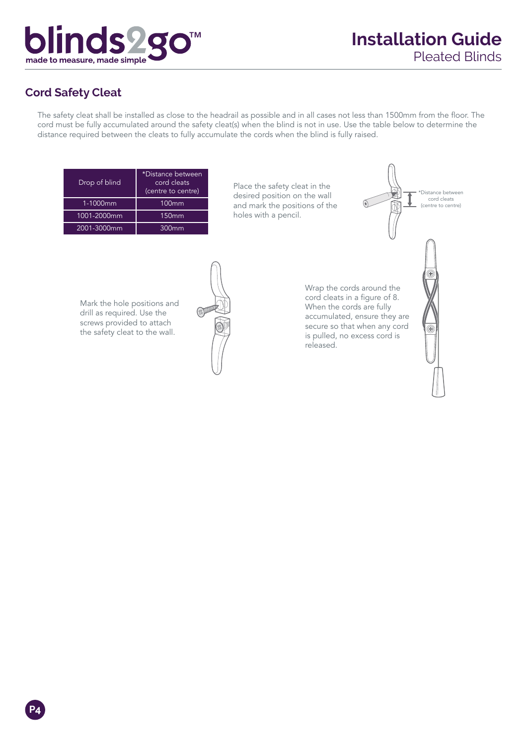## Cord Safety Cleat

The safety cleat shall be installed as close to the headrail as possible and in all cases not less than 1500mm from the floor. The cord must be fully accumulated around the safety cleat(s) when the blind is not in use. Use the table below to determine the distance required between the cleats to fully accumulate the cords when the blind is fully raised.

| Drop of blind | *Distance between cord cleats (centre to centre) |
| --- | --- |
| 1-1000mm | 100mm |
| 1001-2000mm | 150mm |
| 2001-3000mm | 300mm |

Place the safety cleat in the desired position on the wall and mark the positions of the holes with a pencil.

*Distance between cord cleats (centre to centre)

Mark the hole positions and drill as required. Use the screws provided to attach the safety cleat to the wall.

Wrap the cords around the cord cleats in a figure of 8. When the cords are fully accumulated, ensure they are secure so that when any cord is pulled, no excess cord is released.